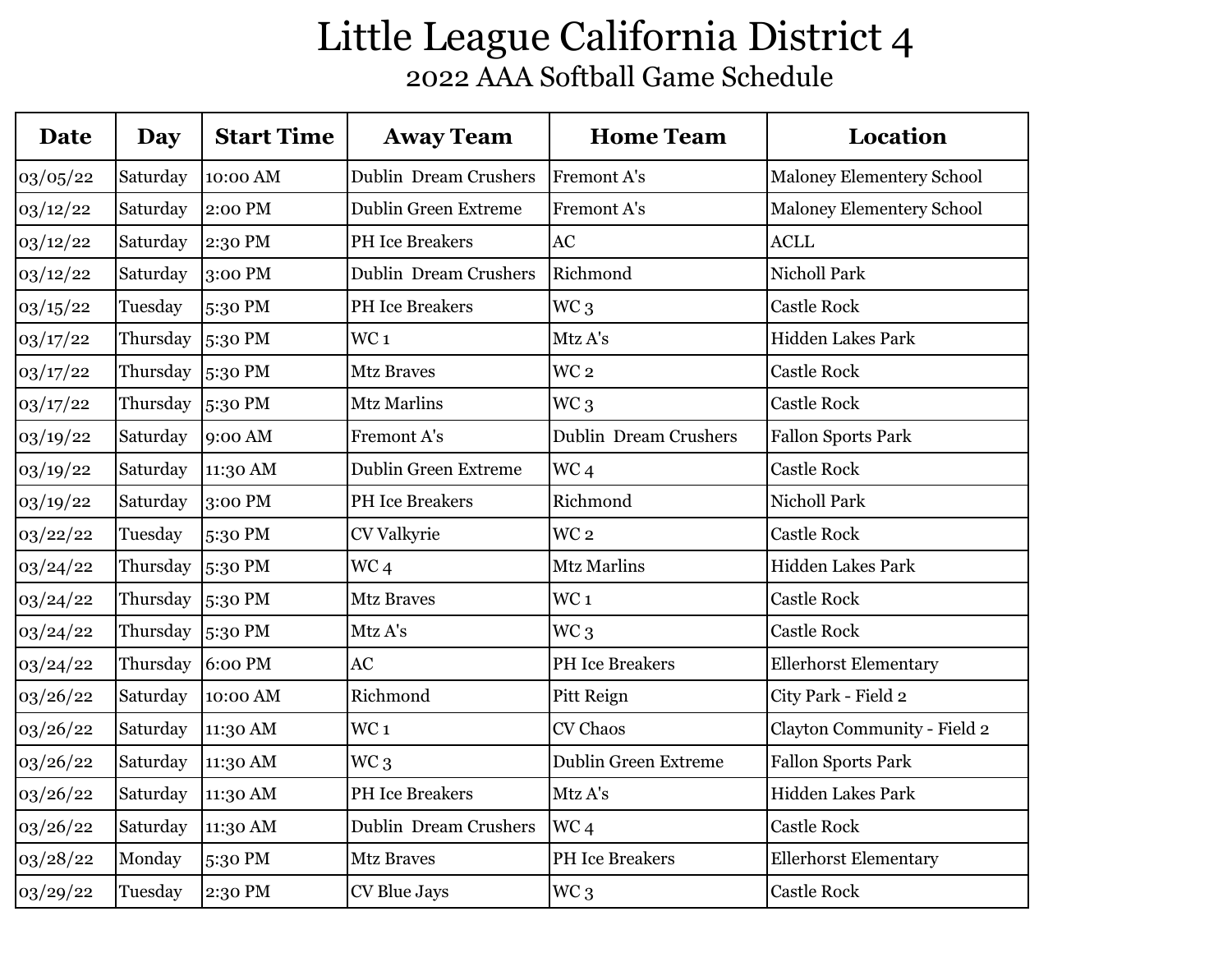# Little League California District 4

## 2022 AAA Softball Game Schedule

| Date | Day | Start Time | Away Team | Home Team | Location |
|---|---|---|---|---|---|
| 03/05/22 | Saturday | 10:00 AM | Dublin Dream Crushers | Fremont A's | Maloney Elementery School |
| 03/12/22 | Saturday | 2:00 PM | Dublin Green Extreme | Fremont A's | Maloney Elementery School |
| 03/12/22 | Saturday | 2:30 PM | PH Ice Breakers | AC | ACLL |
| 03/12/22 | Saturday | 3:00 PM | Dublin Dream Crushers | Richmond | Nicholl Park |
| 03/15/22 | Tuesday | 5:30 PM | PH Ice Breakers | WC 3 | Castle Rock |
| 03/17/22 | Thursday | 5:30 PM | WC 1 | Mtz A's | Hidden Lakes Park |
| 03/17/22 | Thursday | 5:30 PM | Mtz Braves | WC 2 | Castle Rock |
| 03/17/22 | Thursday | 5:30 PM | Mtz Marlins | WC 3 | Castle Rock |
| 03/19/22 | Saturday | 9:00 AM | Fremont A's | Dublin Dream Crushers | Fallon Sports Park |
| 03/19/22 | Saturday | 11:30 AM | Dublin Green Extreme | WC 4 | Castle Rock |
| 03/19/22 | Saturday | 3:00 PM | PH Ice Breakers | Richmond | Nicholl Park |
| 03/22/22 | Tuesday | 5:30 PM | CV Valkyrie | WC 2 | Castle Rock |
| 03/24/22 | Thursday | 5:30 PM | WC 4 | Mtz Marlins | Hidden Lakes Park |
| 03/24/22 | Thursday | 5:30 PM | Mtz Braves | WC 1 | Castle Rock |
| 03/24/22 | Thursday | 5:30 PM | Mtz A's | WC 3 | Castle Rock |
| 03/24/22 | Thursday | 6:00 PM | AC | PH Ice Breakers | Ellerhorst Elementary |
| 03/26/22 | Saturday | 10:00 AM | Richmond | Pitt Reign | City Park - Field 2 |
| 03/26/22 | Saturday | 11:30 AM | WC 1 | CV Chaos | Clayton Community - Field 2 |
| 03/26/22 | Saturday | 11:30 AM | WC 3 | Dublin Green Extreme | Fallon Sports Park |
| 03/26/22 | Saturday | 11:30 AM | PH Ice Breakers | Mtz A's | Hidden Lakes Park |
| 03/26/22 | Saturday | 11:30 AM | Dublin Dream Crushers | WC 4 | Castle Rock |
| 03/28/22 | Monday | 5:30 PM | Mtz Braves | PH Ice Breakers | Ellerhorst Elementary |
| 03/29/22 | Tuesday | 2:30 PM | CV Blue Jays | WC 3 | Castle Rock |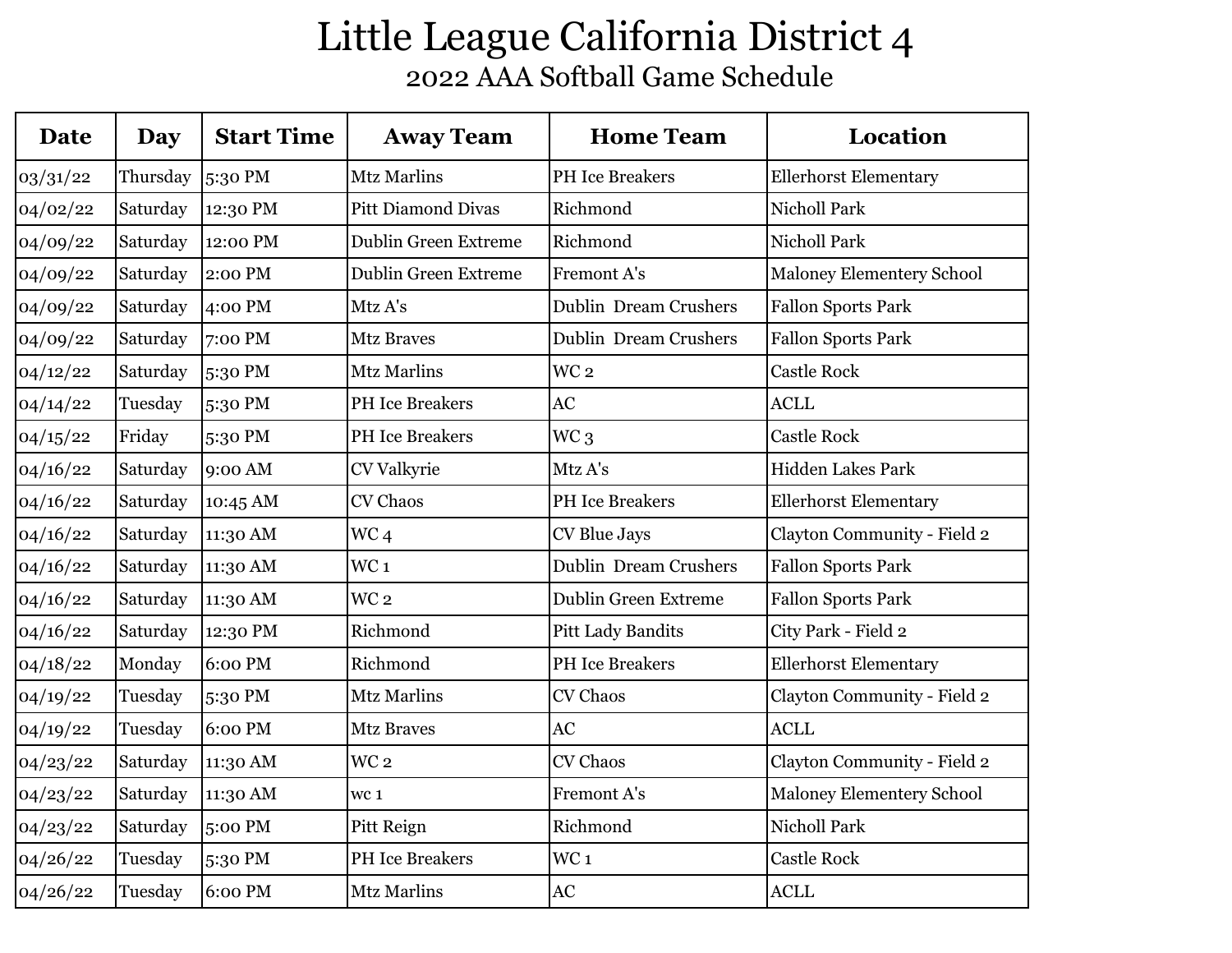# Little League California District 4

## 2022 AAA Softball Game Schedule

| Date | Day | Start Time | Away Team | Home Team | Location |
|---|---|---|---|---|---|
| 03/31/22 | Thursday | 5:30 PM | Mtz Marlins | PH Ice Breakers | Ellerhorst Elementary |
| 04/02/22 | Saturday | 12:30 PM | Pitt Diamond Divas | Richmond | Nicholl Park |
| 04/09/22 | Saturday | 12:00 PM | Dublin Green Extreme | Richmond | Nicholl Park |
| 04/09/22 | Saturday | 2:00 PM | Dublin Green Extreme | Fremont A's | Maloney Elementery School |
| 04/09/22 | Saturday | 4:00 PM | Mtz A's | Dublin Dream Crushers | Fallon Sports Park |
| 04/09/22 | Saturday | 7:00 PM | Mtz Braves | Dublin Dream Crushers | Fallon Sports Park |
| 04/12/22 | Saturday | 5:30 PM | Mtz Marlins | WC 2 | Castle Rock |
| 04/14/22 | Tuesday | 5:30 PM | PH Ice Breakers | AC | ACLL |
| 04/15/22 | Friday | 5:30 PM | PH Ice Breakers | WC 3 | Castle Rock |
| 04/16/22 | Saturday | 9:00 AM | CV Valkyrie | Mtz A's | Hidden Lakes Park |
| 04/16/22 | Saturday | 10:45 AM | CV Chaos | PH Ice Breakers | Ellerhorst Elementary |
| 04/16/22 | Saturday | 11:30 AM | WC 4 | CV Blue Jays | Clayton Community - Field 2 |
| 04/16/22 | Saturday | 11:30 AM | WC 1 | Dublin Dream Crushers | Fallon Sports Park |
| 04/16/22 | Saturday | 11:30 AM | WC 2 | Dublin Green Extreme | Fallon Sports Park |
| 04/16/22 | Saturday | 12:30 PM | Richmond | Pitt Lady Bandits | City Park - Field 2 |
| 04/18/22 | Monday | 6:00 PM | Richmond | PH Ice Breakers | Ellerhorst Elementary |
| 04/19/22 | Tuesday | 5:30 PM | Mtz Marlins | CV Chaos | Clayton Community - Field 2 |
| 04/19/22 | Tuesday | 6:00 PM | Mtz Braves | AC | ACLL |
| 04/23/22 | Saturday | 11:30 AM | WC 2 | CV Chaos | Clayton Community - Field 2 |
| 04/23/22 | Saturday | 11:30 AM | wc 1 | Fremont A's | Maloney Elementery School |
| 04/23/22 | Saturday | 5:00 PM | Pitt Reign | Richmond | Nicholl Park |
| 04/26/22 | Tuesday | 5:30 PM | PH Ice Breakers | WC 1 | Castle Rock |
| 04/26/22 | Tuesday | 6:00 PM | Mtz Marlins | AC | ACLL |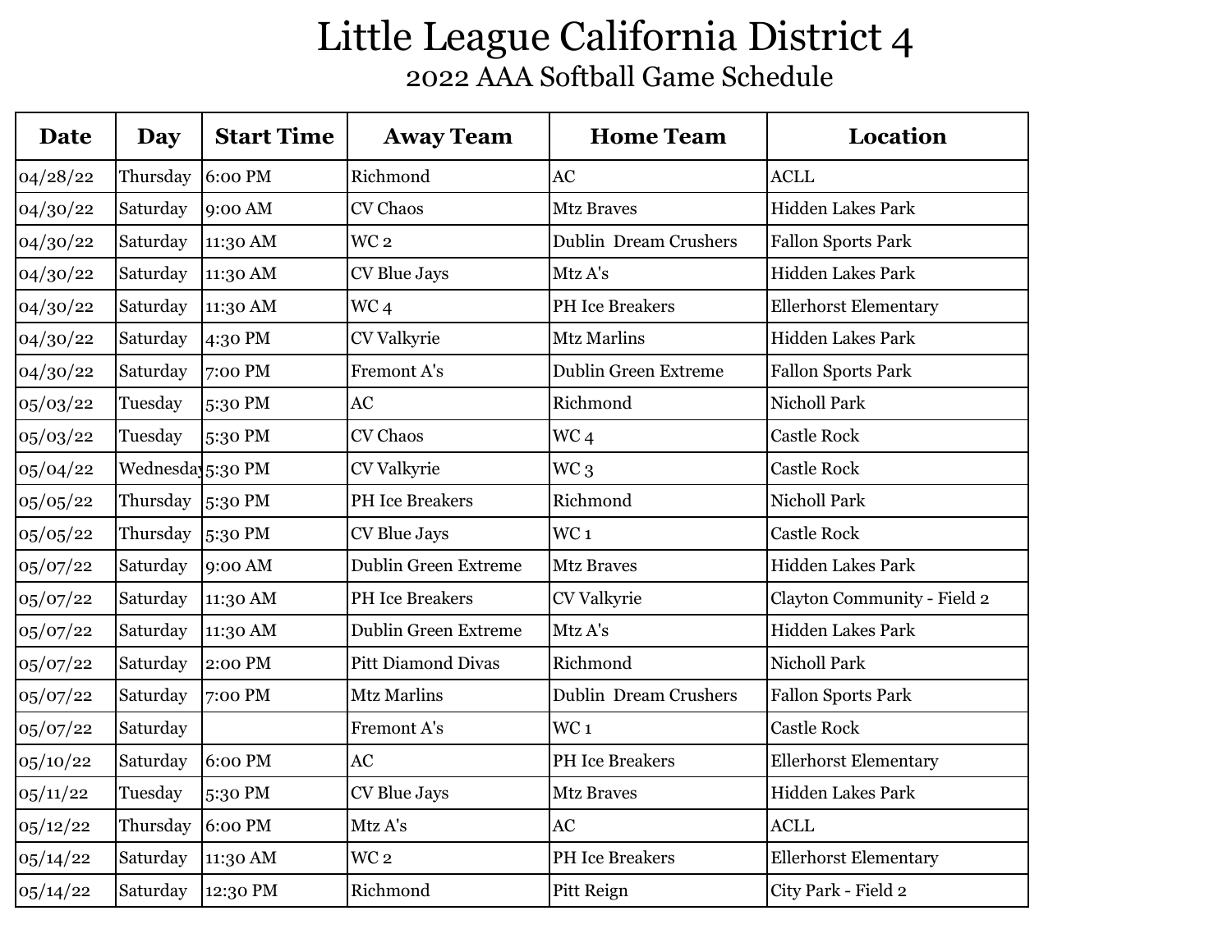# Little League California District 4

## 2022 AAA Softball Game Schedule

| Date | Day | Start Time | Away Team | Home Team | Location |
|---|---|---|---|---|---|
| 04/28/22 | Thursday | 6:00 PM | Richmond | AC | ACLL |
| 04/30/22 | Saturday | 9:00 AM | CV Chaos | Mtz Braves | Hidden Lakes Park |
| 04/30/22 | Saturday | 11:30 AM | WC 2 | Dublin  Dream Crushers | Fallon Sports Park |
| 04/30/22 | Saturday | 11:30 AM | CV Blue Jays | Mtz A's | Hidden Lakes Park |
| 04/30/22 | Saturday | 11:30 AM | WC 4 | PH Ice Breakers | Ellerhorst Elementary |
| 04/30/22 | Saturday | 4:30 PM | CV Valkyrie | Mtz Marlins | Hidden Lakes Park |
| 04/30/22 | Saturday | 7:00 PM | Fremont A's | Dublin Green Extreme | Fallon Sports Park |
| 05/03/22 | Tuesday | 5:30 PM | AC | Richmond | Nicholl Park |
| 05/03/22 | Tuesday | 5:30 PM | CV Chaos | WC 4 | Castle Rock |
| 05/04/22 | Wednesday | 5:30 PM | CV Valkyrie | WC 3 | Castle Rock |
| 05/05/22 | Thursday | 5:30 PM | PH Ice Breakers | Richmond | Nicholl Park |
| 05/05/22 | Thursday | 5:30 PM | CV Blue Jays | WC 1 | Castle Rock |
| 05/07/22 | Saturday | 9:00 AM | Dublin Green Extreme | Mtz Braves | Hidden Lakes Park |
| 05/07/22 | Saturday | 11:30 AM | PH Ice Breakers | CV Valkyrie | Clayton Community - Field 2 |
| 05/07/22 | Saturday | 11:30 AM | Dublin Green Extreme | Mtz A's | Hidden Lakes Park |
| 05/07/22 | Saturday | 2:00 PM | Pitt Diamond Divas | Richmond | Nicholl Park |
| 05/07/22 | Saturday | 7:00 PM | Mtz Marlins | Dublin  Dream Crushers | Fallon Sports Park |
| 05/07/22 | Saturday | | Fremont A's | WC 1 | Castle Rock |
| 05/10/22 | Saturday | 6:00 PM | AC | PH Ice Breakers | Ellerhorst Elementary |
| 05/11/22 | Tuesday | 5:30 PM | CV Blue Jays | Mtz Braves | Hidden Lakes Park |
| 05/12/22 | Thursday | 6:00 PM | Mtz A's | AC | ACLL |
| 05/14/22 | Saturday | 11:30 AM | WC 2 | PH Ice Breakers | Ellerhorst Elementary |
| 05/14/22 | Saturday | 12:30 PM | Richmond | Pitt Reign | City Park - Field 2 |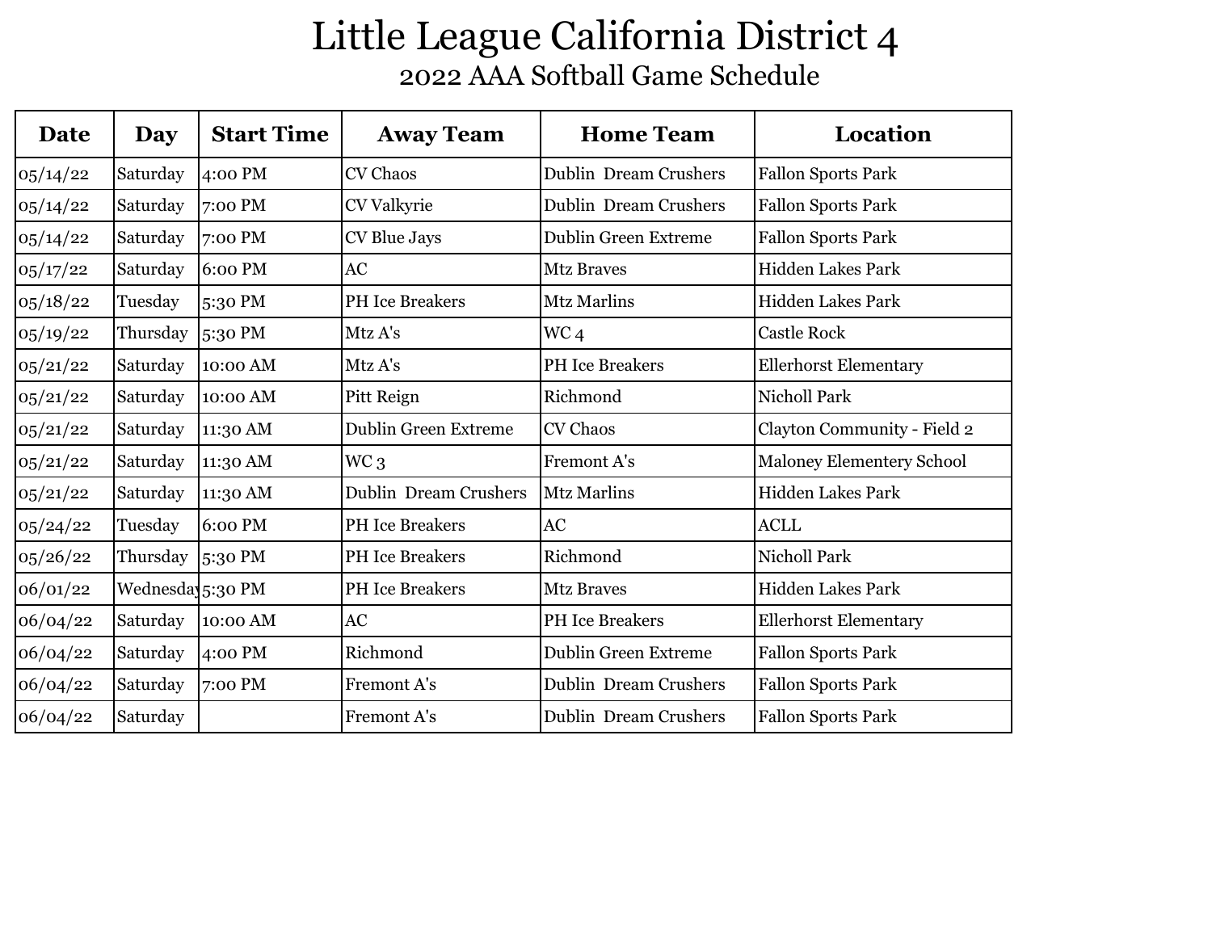# Little League California District 4

## 2022 AAA Softball Game Schedule

| Date | Day | Start Time | Away Team | Home Team | Location |
|---|---|---|---|---|---|
| 05/14/22 | Saturday | 4:00 PM | CV Chaos | Dublin Dream Crushers | Fallon Sports Park |
| 05/14/22 | Saturday | 7:00 PM | CV Valkyrie | Dublin Dream Crushers | Fallon Sports Park |
| 05/14/22 | Saturday | 7:00 PM | CV Blue Jays | Dublin Green Extreme | Fallon Sports Park |
| 05/17/22 | Saturday | 6:00 PM | AC | Mtz Braves | Hidden Lakes Park |
| 05/18/22 | Tuesday | 5:30 PM | PH Ice Breakers | Mtz Marlins | Hidden Lakes Park |
| 05/19/22 | Thursday | 5:30 PM | Mtz A's | WC 4 | Castle Rock |
| 05/21/22 | Saturday | 10:00 AM | Mtz A's | PH Ice Breakers | Ellerhorst Elementary |
| 05/21/22 | Saturday | 10:00 AM | Pitt Reign | Richmond | Nicholl Park |
| 05/21/22 | Saturday | 11:30 AM | Dublin Green Extreme | CV Chaos | Clayton Community - Field 2 |
| 05/21/22 | Saturday | 11:30 AM | WC 3 | Fremont A's | Maloney Elementery School |
| 05/21/22 | Saturday | 11:30 AM | Dublin Dream Crushers | Mtz Marlins | Hidden Lakes Park |
| 05/24/22 | Tuesday | 6:00 PM | PH Ice Breakers | AC | ACLL |
| 05/26/22 | Thursday | 5:30 PM | PH Ice Breakers | Richmond | Nicholl Park |
| 06/01/22 | Wednesday | 5:30 PM | PH Ice Breakers | Mtz Braves | Hidden Lakes Park |
| 06/04/22 | Saturday | 10:00 AM | AC | PH Ice Breakers | Ellerhorst Elementary |
| 06/04/22 | Saturday | 4:00 PM | Richmond | Dublin Green Extreme | Fallon Sports Park |
| 06/04/22 | Saturday | 7:00 PM | Fremont A's | Dublin Dream Crushers | Fallon Sports Park |
| 06/04/22 | Saturday | | Fremont A's | Dublin Dream Crushers | Fallon Sports Park |